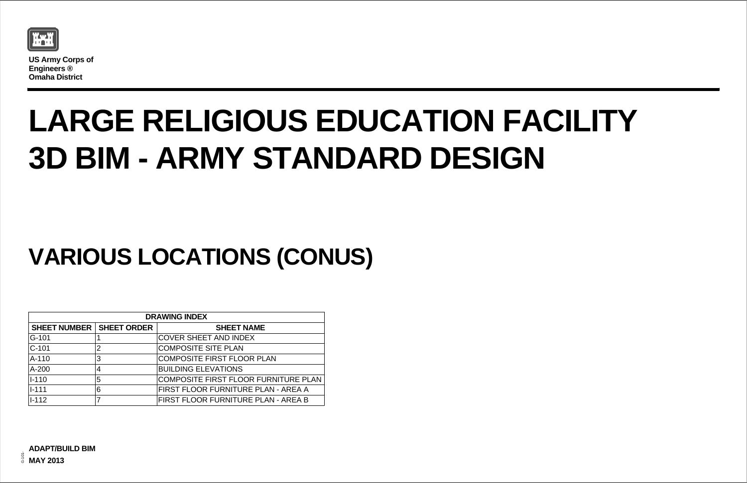**US Army Corps of Engineers ®**
**Omaha District**

# LARGE RELIGIOUS EDUCATION FACILITY
# 3D BIM - ARMY STANDARD DESIGN

## VARIOUS LOCATIONS (CONUS)

| DRAWING INDEX | | |
|---|---|---|
| **SHEET NUMBER** | **SHEET ORDER** | **SHEET NAME** |
| G-101 | 1 | COVER SHEET AND INDEX |
| C-101 | 2 | COMPOSITE SITE PLAN |
| A-110 | 3 | COMPOSITE FIRST FLOOR PLAN |
| A-200 | 4 | BUILDING ELEVATIONS |
| I-110 | 5 | COMPOSITE FIRST FLOOR FURNITURE PLAN |
| I-111 | 6 | FIRST FLOOR FURNITURE PLAN - AREA A |
| I-112 | 7 | FIRST FLOOR FURNITURE PLAN - AREA B |

**ADAPT/BUILD BIM**
**MAY 2013**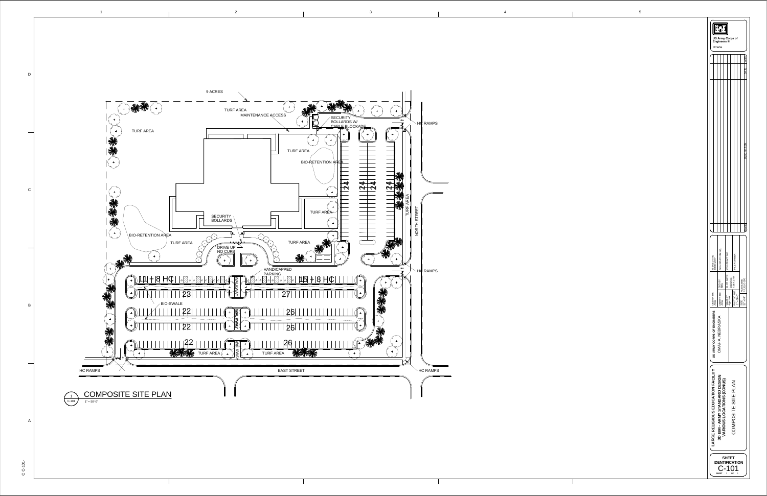## COMPOSITE SITE PLAN

1 / C-101 — 1" = 50'-0"

9 ACRES

TURF AREA

MAINTENANCE ACCESS

SECURITY BOLLARDS W/ CABLE BLOCKADE

HC RAMPS

TURF AREA

BIO-RETENTION AREA

24 24 24 24

TURF AREA

NORTH STREET

SECURITY BOLLARDS

TURF AREA

BIO-RETENTION AREA

TURF AREA

TURF AREA

DRIVE UP NO CURB

HANDICAPPED PARKING

11 + 8 HC

15 + 8 HC

WALKWAY

23

27

BIO-SWALE

22

26

22

26

22

26

TURF AREA

TURF AREA

HC RAMPS

EAST STREET

HC RAMPS

US Army Corps of Engineers ®
Omaha

US ARMY CORPS OF ENGINEERS
OMAHA, NEBRASKA

| DESIGN BY: ACWI | CKD BY: DNG | ISSUE DATE: MARCH 2011 |
|---|---|---|
| DRAWN BY: ACWI | PLOT DATE: 3/9/2011 7:39:51 AM | SOLICITATION NO.: |
| SBMT BY: RMSWR | | CONTRACT NO.: |
| PLOT SCALE: 1" = 50'-0" | | FILE NUMBER: |
| SIZE: 22" X 34" | FILE NAME: RF_SLC_101 | |

**LARGE RELIGIOUS EDUCATION FACILITY**
**3D BIM - ARMY STANDARD DESIGN**
**VARIOUS LOCATIONS (CONUS)**

COMPOSITE SITE PLAN

**SHEET IDENTIFICATION**
C-101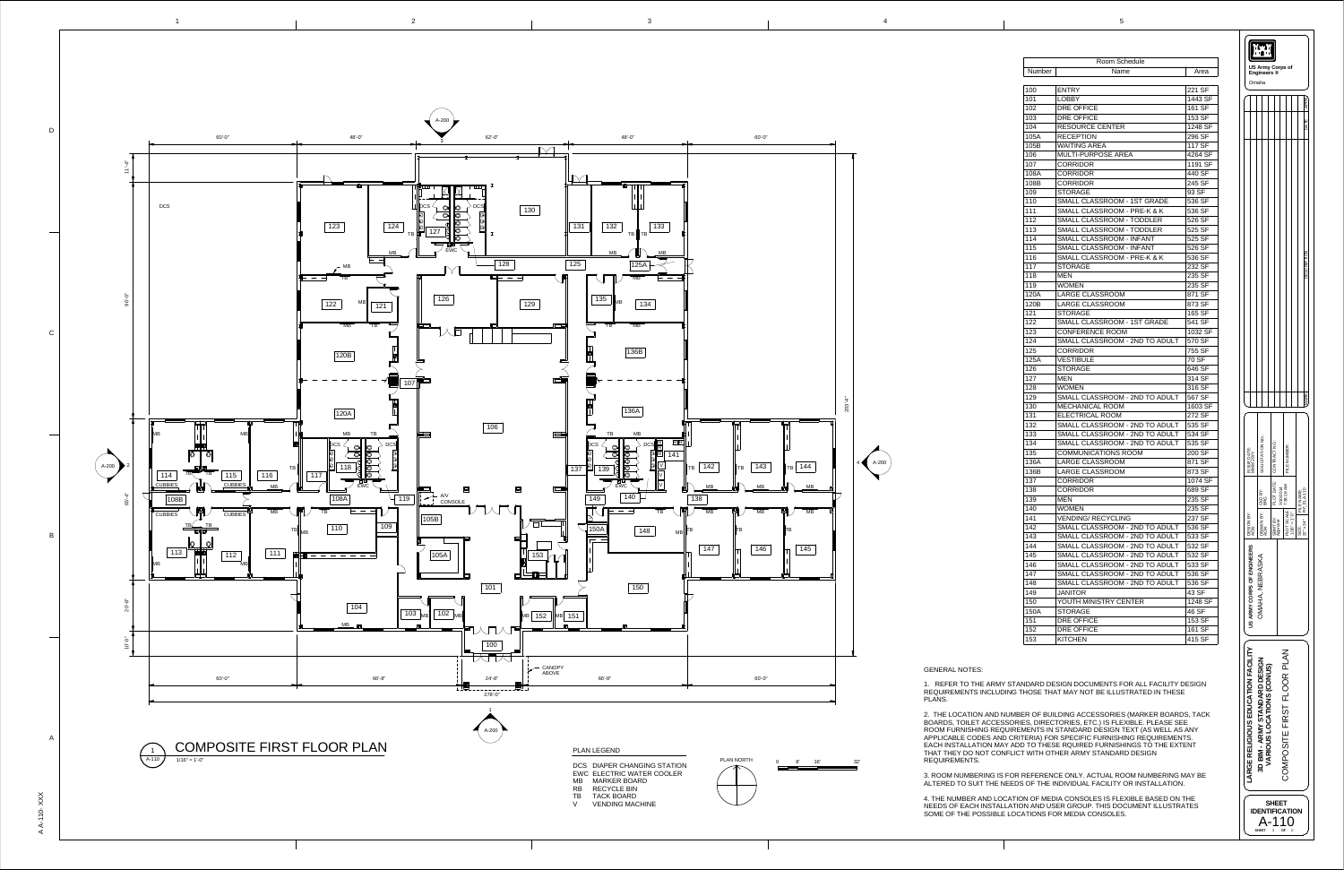## Room Schedule

| Number | Name | Area |
|---|---|---|
| 100 | ENTRY | 221 SF |
| 101 | LOBBY | 1443 SF |
| 102 | DRE OFFICE | 161 SF |
| 103 | DRE OFFICE | 153 SF |
| 104 | RESOURCE CENTER | 1248 SF |
| 105A | RECEPTION | 296 SF |
| 105B | WAITING AREA | 117 SF |
| 106 | MULTI-PURPOSE AREA | 4264 SF |
| 107 | CORRIDOR | 1191 SF |
| 108A | CORRIDOR | 440 SF |
| 108B | CORRIDOR | 245 SF |
| 109 | STORAGE | 93 SF |
| 110 | SMALL CLASSROOM - 1ST GRADE | 536 SF |
| 111 | SMALL CLASSROOM - PRE-K & K | 536 SF |
| 112 | SMALL CLASSROOM - TODDLER | 526 SF |
| 113 | SMALL CLASSROOM - TODDLER | 525 SF |
| 114 | SMALL CLASSROOM - INFANT | 525 SF |
| 115 | SMALL CLASSROOM - INFANT | 526 SF |
| 116 | SMALL CLASSROOM - PRE-K & K | 536 SF |
| 117 | STORAGE | 232 SF |
| 118 | MEN | 235 SF |
| 119 | WOMEN | 235 SF |
| 120A | LARGE CLASSROOM | 871 SF |
| 120B | LARGE CLASSROOM | 873 SF |
| 121 | STORAGE | 165 SF |
| 122 | SMALL CLASSROOM - 1ST GRADE | 541 SF |
| 123 | CONFERENCE ROOM | 1032 SF |
| 124 | SMALL CLASSROOM - 2ND TO ADULT | 570 SF |
| 125 | CORRIDOR | 755 SF |
| 125A | VESTIBULE | 70 SF |
| 126 | STORAGE | 646 SF |
| 127 | MEN | 314 SF |
| 128 | WOMEN | 316 SF |
| 129 | SMALL CLASSROOM - 2ND TO ADULT | 567 SF |
| 130 | MECHANICAL ROOM | 1603 SF |
| 131 | ELECTRICAL ROOM | 272 SF |
| 132 | SMALL CLASSROOM - 2ND TO ADULT | 535 SF |
| 133 | SMALL CLASSROOM - 2ND TO ADULT | 534 SF |
| 134 | SMALL CLASSROOM - 2ND TO ADULT | 535 SF |
| 135 | COMMUNICATIONS ROOM | 200 SF |
| 136A | LARGE CLASSROOM | 871 SF |
| 136B | LARGE CLASSROOM | 873 SF |
| 137 | CORRIDOR | 1074 SF |
| 138 | CORRIDOR | 689 SF |
| 139 | MEN | 235 SF |
| 140 | WOMEN | 235 SF |
| 141 | VENDING/ RECYCLING | 237 SF |
| 142 | SMALL CLASSROOM - 2ND TO ADULT | 536 SF |
| 143 | SMALL CLASSROOM - 2ND TO ADULT | 533 SF |
| 144 | SMALL CLASSROOM - 2ND TO ADULT | 532 SF |
| 145 | SMALL CLASSROOM - 2ND TO ADULT | 532 SF |
| 146 | SMALL CLASSROOM - 2ND TO ADULT | 533 SF |
| 147 | SMALL CLASSROOM - 2ND TO ADULT | 536 SF |
| 148 | SMALL CLASSROOM - 2ND TO ADULT | 536 SF |
| 149 | JANITOR | 43 SF |
| 150 | YOUTH MINISTRY CENTER | 1248 SF |
| 150A | STORAGE | 46 SF |
| 151 | DRE OFFICE | 153 SF |
| 152 | DRE OFFICE | 161 SF |
| 153 | KITCHEN | 415 SF |

## GENERAL NOTES:

1. REFER TO THE ARMY STANDARD DESIGN DOCUMENTS FOR ALL FACILITY DESIGN REQUIREMENTS INCLUDING THOSE THAT MAY NOT BE ILLUSTRATED IN THESE PLANS.

2. THE LOCATION AND NUMBER OF BUILDING ACCESSORIES (MARKER BOARDS, TACK BOARDS, TOILET ACCESSORIES, DIRECTORIES, ETC.) IS FLEXIBLE. PLEASE SEE ROOM FURNISHING REQUIREMENTS IN STANDARD DESIGN TEXT (AS WELL AS ANY APPLICABLE CODES AND CRITERIA) FOR SPECIFIC FURNISHING REQUIREMENTS. EACH INSTALLATION MAY ADD TO THESE RQUIRED FURNISHINGS TO THE EXTENT THAT THEY DO NOT CONFLICT WITH OTHER ARMY STANDARD DESIGN REQUIREMENTS.

3. ROOM NUMBERING IS FOR REFERENCE ONLY. ACTUAL ROOM NUMBERING MAY BE ALTERED TO SUIT THE NEEDS OF THE INDIVIDUAL FACILITY OR INSTALLATION.

4. THE NUMBER AND LOCATION OF MEDIA CONSOLES IS FLEXIBLE BASED ON THE NEEDS OF EACH INSTALLATION AND USER GROUP. THIS DOCUMENT ILLUSTRATES SOME OF THE POSSIBLE LOCATIONS FOR MEDIA CONSOLES.

## PLAN LEGEND

- DCS DIAPER CHANGING STATION
- EWC ELECTRIC WATER COOLER
- MB MARKER BOARD
- RB RECYCLE BIN
- TB TACK BOARD
- V VENDING MACHINE

PLAN NORTH

0 8' 16' 32'

## 1 COMPOSITE FIRST FLOOR PLAN

A-110 1/16" = 1'-0"

US Army Corps of Engineers
Omaha

US ARMY CORPS OF ENGINEERS
OMAHA, NEBRASKA

LARGE RELIGIOUS EDUCATION FACILITY
3D BIM - ARMY STANDARD DESIGN
VARIOUS LOCATIONS (CONUS)

COMPOSITE FIRST FLOOR PLAN

SHEET IDENTIFICATION
A-110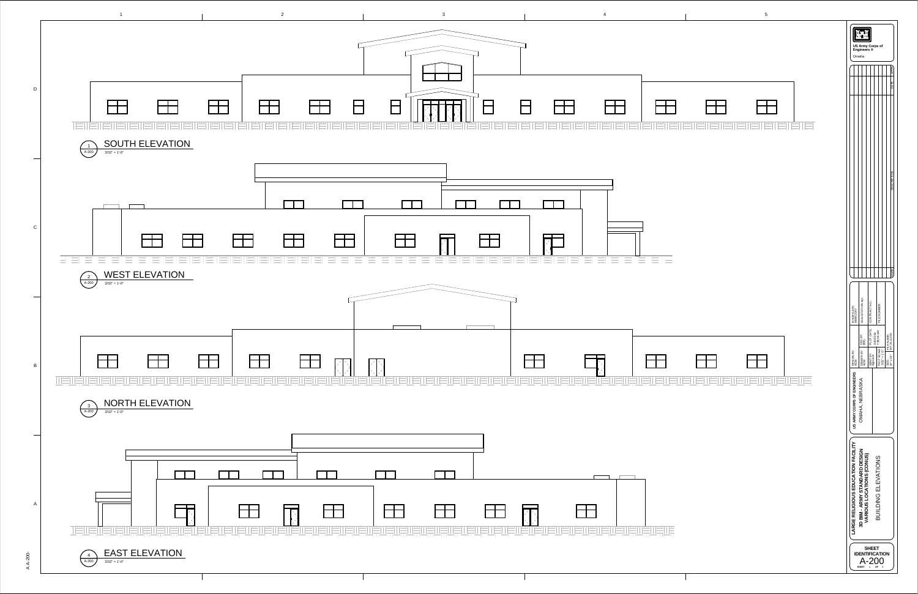1 — A-200 — **SOUTH ELEVATION**
3/32" = 1'-0"

2 — A-200 — **WEST ELEVATION**
3/32" = 1'-0"

3 — A-200 — **NORTH ELEVATION**
3/32" = 1'-0"

4 — A-200 — **EAST ELEVATION**
3/32" = 1'-0"

US Army Corps of Engineers ®
Omaha

US ARMY CORPS OF ENGINEERS
OMAHA, NEBRASKA

| DESIGN BY: | CKD BY: | ISSUE DATE: |
|---|---|---|
| DRAWN BY: | PLOT DATE: | SOLICITATION NO.: |
| SBMT BY: | | CONTRACT NO.: |
| PLOT SCALE: | FILE NAME: | FILE NUMBER: |
| SIZE: | | |

**LARGE RELIGIOUS EDUCATION FACILITY**
**3D BIM - ARMY STANDARD DESIGN**
**VARIOUS LOCATIONS (CONUS)**

BUILDING ELEVATIONS

**SHEET IDENTIFICATION**
A-200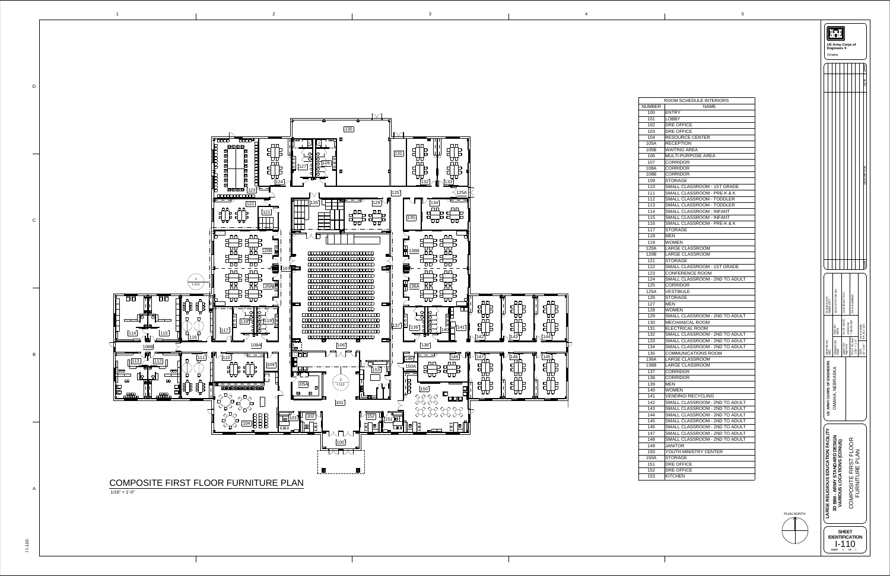# COMPOSITE FIRST FLOOR FURNITURE PLAN

1/16" = 1'-0"

| ROOM SCHEDULE INTERIORS | |
|---|---|
| NUMBER | NAME |
| 100 | ENTRY |
| 101 | LOBBY |
| 102 | DRE OFFICE |
| 103 | DRE OFFICE |
| 104 | RESOURCE CENTER |
| 105A | RECEPTION |
| 105B | WAITING AREA |
| 106 | MULTI-PURPOSE AREA |
| 107 | CORRIDOR |
| 108A | CORRIDOR |
| 108B | CORRIDOR |
| 109 | STORAGE |
| 110 | SMALL CLASSROOM - 1ST GRADE |
| 111 | SMALL CLASSROOM - PRE-K & K |
| 112 | SMALL CLASSROOM - TODDLER |
| 113 | SMALL CLASSROOM - TODDLER |
| 114 | SMALL CLASSROOM - INFANT |
| 115 | SMALL CLASSROOM - INFANT |
| 116 | SMALL CLASSROOM - PRE-K & K |
| 117 | STORAGE |
| 118 | MEN |
| 119 | WOMEN |
| 120A | LARGE CLASSROOM |
| 120B | LARGE CLASSROOM |
| 121 | STORAGE |
| 122 | SMALL CLASSROOM - 1ST GRADE |
| 123 | CONFERENCE ROOM |
| 124 | SMALL CLASSROOM - 2ND TO ADULT |
| 125 | CORRIDOR |
| 125A | VESTIBULE |
| 126 | STORAGE |
| 127 | MEN |
| 128 | WOMEN |
| 129 | SMALL CLASSROOM - 2ND TO ADULT |
| 130 | MECHANICAL ROOM |
| 131 | ELECTRICAL ROOM |
| 132 | SMALL CLASSROOM - 2ND TO ADULT |
| 133 | SMALL CLASSROOM - 2ND TO ADULT |
| 134 | SMALL CLASSROOM - 2ND TO ADULT |
| 135 | COMMUNICATIONS ROOM |
| 136A | LARGE CLASSROOM |
| 136B | LARGE CLASSROOM |
| 137 | CORRIDOR |
| 138 | CORRIDOR |
| 139 | MEN |
| 140 | WOMEN |
| 141 | VENDING/ RECYCLING |
| 142 | SMALL CLASSROOM - 2ND TO ADULT |
| 143 | SMALL CLASSROOM - 2ND TO ADULT |
| 144 | SMALL CLASSROOM - 2ND TO ADULT |
| 145 | SMALL CLASSROOM - 2ND TO ADULT |
| 146 | SMALL CLASSROOM - 2ND TO ADULT |
| 147 | SMALL CLASSROOM - 2ND TO ADULT |
| 148 | SMALL CLASSROOM - 2ND TO ADULT |
| 149 | JANITOR |
| 150 | YOUTH MINISTRY CENTER |
| 150A | STORAGE |
| 151 | DRE OFFICE |
| 152 | DRE OFFICE |
| 153 | KITCHEN |

PLAN NORTH

US Army Corps of Engineers
Omaha

US ARMY CORPS OF ENGINEERS
OMAHA, NEBRASKA

**LARGE RELIGIOUS EDUCATION FACILITY**
**3D BIM - ARMY STANDARD DESIGN**
**VARIOUS LOCATIONS (CONUS)**

COMPOSITE FIRST FLOOR FURNITURE PLAN

**SHEET IDENTIFICATION**
I-110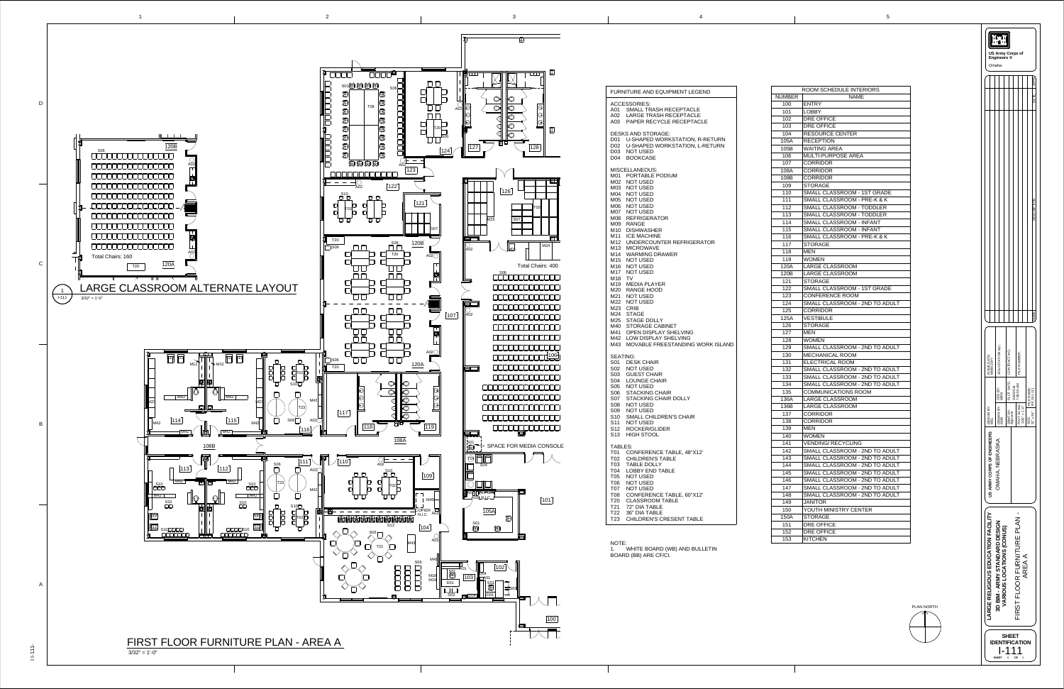# FIRST FLOOR FURNITURE PLAN - AREA A

3/32" = 1'-0"

## 1 LARGE CLASSROOM ALTERNATE LAYOUT (I-111)

3/32" = 1'-0"

Total Chairs: 160

Total Chairs: 400

SPACE FOR MEDIA CONSOLE

## FURNITURE AND EQUIPMENT LEGEND

ACCESSORIES:
- A01 SMALL TRASH RECEPTACLE
- A02 LARGE TRASH RECEPTACLE
- A03 PAPER RECYCLE RECEPTACLE

DESKS AND STORAGE:
- D01 U-SHAPED WORKSTATION, R-RETURN
- D02 U-SHAPED WORKSTATION, L-RETURN
- D03 NOT USED
- D04 BOOKCASE

MISCELLANEOUS:
- M01 PORTABLE PODIUM
- M02 NOT USED
- M03 NOT USED
- M04 NOT USED
- M05 NOT USED
- M06 NOT USED
- M07 NOT USED
- M08 REFRIGERATOR
- M09 RANGE
- M10 DISHWASHER
- M11 ICE MACHINE
- M12 UNDERCOUNTER REFRIGERATOR
- M13 MICROWAVE
- M14 WARMING DRAWER
- M15 NOT USED
- M16 NOT USED
- M17 NOT USED
- M18 TV
- M19 MEDIA PLAYER
- M20 RANGE HOOD
- M21 NOT USED
- M22 NOT USED
- M23 CRIB
- M24 STAGE
- M25 STAGE DOLLY
- M40 STORAGE CABINET
- M41 OPEN DISPLAY SHELVING
- M42 LOW DISPLAY SHELVING
- M43 MOVABLE FREESTANDING WORK ISLAND

SEATING:
- S01 DESK CHAIR
- S02 NOT USED
- S03 GUEST CHAIR
- S04 LOUNGE CHAIR
- S05 NOT USED
- S06 STACKING CHAIR
- S07 STACKING CHAIR DOLLY
- S08 NOT USED
- S09 NOT USED
- S10 SMALL CHILDREN'S CHAIR
- S11 NOT USED
- S12 ROCKER/GLIDER
- S13 HIGH STOOL

TABLES:
- T01 CONFERENCE TABLE, 48"X12'
- T02 CHILDREN'S TABLE
- T03 TABLE DOLLY
- T04 LOBBY END TABLE
- T05 NOT USED
- T06 NOT USED
- T07 NOT USED
- T08 CONFERENCE TABLE, 60"X12'
- T20 CLASSROOM TABLE
- T21 72" DIA TABLE
- T22 36" DIA TABLE
- T23 CHILDREN'S CRESENT TABLE

NOTE:
1. WHITE BOARD (WB) AND BULLETIN BOARD (BB) ARE CF/CI.

## ROOM SCHEDULE INTERIORS

| NUMBER | NAME |
|---|---|
| 100 | ENTRY |
| 101 | LOBBY |
| 102 | DRE OFFICE |
| 103 | DRE OFFICE |
| 104 | RESOURCE CENTER |
| 105A | RECEPTION |
| 105B | WAITING AREA |
| 106 | MULTI-PURPOSE AREA |
| 107 | CORRIDOR |
| 108A | CORRIDOR |
| 108B | CORRIDOR |
| 109 | STORAGE |
| 110 | SMALL CLASSROOM - 1ST GRADE |
| 111 | SMALL CLASSROOM - PRE-K & K |
| 112 | SMALL CLASSROOM - TODDLER |
| 113 | SMALL CLASSROOM - TODDLER |
| 114 | SMALL CLASSROOM - INFANT |
| 115 | SMALL CLASSROOM - INFANT |
| 116 | SMALL CLASSROOM - PRE-K & K |
| 117 | STORAGE |
| 118 | MEN |
| 119 | WOMEN |
| 120A | LARGE CLASSROOM |
| 120B | LARGE CLASSROOM |
| 121 | STORAGE |
| 122 | SMALL CLASSROOM - 1ST GRADE |
| 123 | CONFERENCE ROOM |
| 124 | SMALL CLASSROOM - 2ND TO ADULT |
| 125 | CORRIDOR |
| 125A | VESTIBULE |
| 126 | STORAGE |
| 127 | MEN |
| 128 | WOMEN |
| 129 | SMALL CLASSROOM - 2ND TO ADULT |
| 130 | MECHANICAL ROOM |
| 131 | ELECTRICAL ROOM |
| 132 | SMALL CLASSROOM - 2ND TO ADULT |
| 133 | SMALL CLASSROOM - 2ND TO ADULT |
| 134 | SMALL CLASSROOM - 2ND TO ADULT |
| 135 | COMMUNICATIONS ROOM |
| 136A | LARGE CLASSROOM |
| 136B | LARGE CLASSROOM |
| 137 | CORRIDOR |
| 138 | CORRIDOR |
| 139 | MEN |
| 140 | WOMEN |
| 141 | VENDING/ RECYCLING |
| 142 | SMALL CLASSROOM - 2ND TO ADULT |
| 143 | SMALL CLASSROOM - 2ND TO ADULT |
| 144 | SMALL CLASSROOM - 2ND TO ADULT |
| 145 | SMALL CLASSROOM - 2ND TO ADULT |
| 146 | SMALL CLASSROOM - 2ND TO ADULT |
| 147 | SMALL CLASSROOM - 2ND TO ADULT |
| 148 | SMALL CLASSROOM - 2ND TO ADULT |
| 149 | JANITOR |
| 150 | YOUTH MINISTRY CENTER |
| 150A | STORAGE |
| 151 | DRE OFFICE |
| 152 | DRE OFFICE |
| 153 | KITCHEN |

PLAN NORTH

US Army Corps of Engineers ® Omaha

US ARMY CORPS OF ENGINEERS
OMAHA, NEBRASKA

LARGE RELIGIOUS EDUCATION FACILITY
3D BIM - ARMY STANDARD DESIGN
VARIOUS LOCATIONS (CONUS)

FIRST FLOOR FURNITURE PLAN - AREA A

SHEET IDENTIFICATION
I-111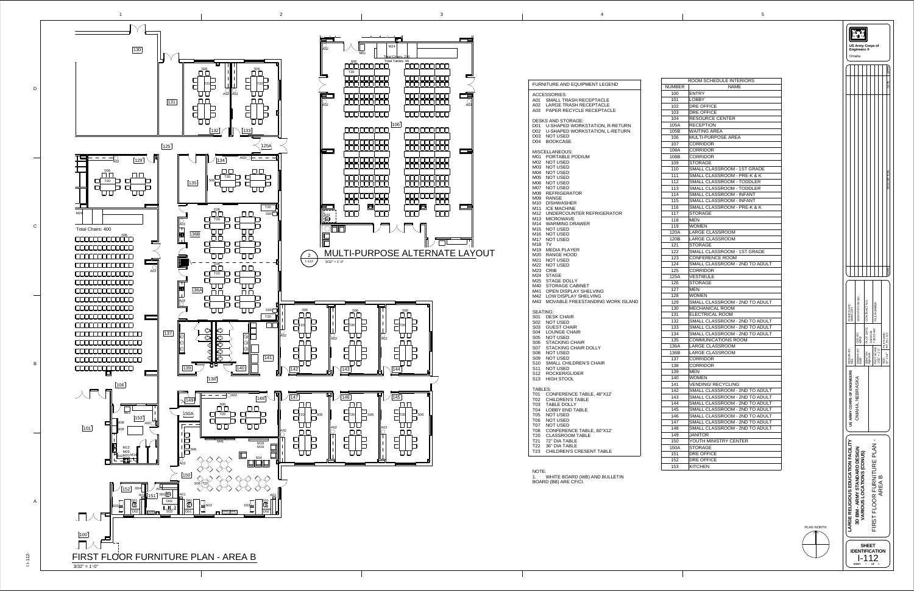# FIRST FLOOR FURNITURE PLAN - AREA B

3/32" = 1'-0"

## MULTI-PURPOSE ALTERNATE LAYOUT

3/32" = 1'-0"

Total Chairs: 400

Total Chairs: 236
Total Tables: 46

## FURNITURE AND EQUIPMENT LEGEND

ACCESSORIES:
- A01 SMALL TRASH RECEPTACLE
- A02 LARGE TRASH RECEPTACLE
- A03 PAPER RECYCLE RECEPTACLE

DESKS AND STORAGE:
- D01 U-SHAPED WORKSTATION, R-RETURN
- D02 U-SHAPED WORKSTATION, L-RETURN
- D03 NOT USED
- D04 BOOKCASE

MISCELLANEOUS:
- M01 PORTABLE PODIUM
- M02 NOT USED
- M03 NOT USED
- M04 NOT USED
- M05 NOT USED
- M06 NOT USED
- M07 NOT USED
- M08 REFRIGERATOR
- M09 RANGE
- M10 DISHWASHER
- M11 ICE MACHINE
- M12 UNDERCOUNTER REFRIGERATOR
- M13 MICROWAVE
- M14 WARMING DRAWER
- M15 NOT USED
- M16 NOT USED
- M17 NOT USED
- M18 TV
- M19 MEDIA PLAYER
- M20 RANGE HOOD
- M21 NOT USED
- M22 NOT USED
- M23 CRIB
- M24 STAGE
- M25 STAGE DOLLY
- M40 STORAGE CABINET
- M41 OPEN DISPLAY SHELVING
- M42 LOW DISPLAY SHELVING
- M43 MOVABLE FREESTANDING WORK ISLAND

SEATING:
- S01 DESK CHAIR
- S02 NOT USED
- S03 GUEST CHAIR
- S04 LOUNGE CHAIR
- S05 NOT USED
- S06 STACKING CHAIR
- S07 STACKING CHAIR DOLLY
- S08 NOT USED
- S09 NOT USED
- S10 SMALL CHILDREN'S CHAIR
- S11 NOT USED
- S12 ROCKER/GLIDER
- S13 HIGH STOOL

TABLES:
- T01 CONFERENCE TABLE, 48"X12'
- T02 CHILDREN'S TABLE
- T03 TABLE DOLLY
- T04 LOBBY END TABLE
- T05 NOT USED
- T06 NOT USED
- T07 NOT USED
- T08 CONFERENCE TABLE, 60"X12'
- T20 CLASSROOM TABLE
- T21 72" DIA TABLE
- T22 36" DIA TABLE
- T23 CHILDREN'S CRESENT TABLE

NOTE:
1. WHITE BOARD (WB) AND BULLETIN BOARD (BB) ARE CF/CI.

## ROOM SCHEDULE INTERIORS

| NUMBER | NAME |
|---|---|
| 100 | ENTRY |
| 101 | LOBBY |
| 102 | DRE OFFICE |
| 103 | DRE OFFICE |
| 104 | RESOURCE CENTER |
| 105A | RECEPTION |
| 105B | WAITING AREA |
| 106 | MULTI-PURPOSE AREA |
| 107 | CORRIDOR |
| 108A | CORRIDOR |
| 108B | CORRIDOR |
| 109 | STORAGE |
| 110 | SMALL CLASSROOM - 1ST GRADE |
| 111 | SMALL CLASSROOM - PRE-K & K |
| 112 | SMALL CLASSROOM - TODDLER |
| 113 | SMALL CLASSROOM - TODDLER |
| 114 | SMALL CLASSROOM - INFANT |
| 115 | SMALL CLASSROOM - INFANT |
| 116 | SMALL CLASSROOM - PRE-K & K |
| 117 | STORAGE |
| 118 | MEN |
| 119 | WOMEN |
| 120A | LARGE CLASSROOM |
| 120B | LARGE CLASSROOM |
| 121 | STORAGE |
| 122 | SMALL CLASSROOM - 1ST GRADE |
| 123 | CONFERENCE ROOM |
| 124 | SMALL CLASSROOM - 2ND TO ADULT |
| 125 | CORRIDOR |
| 125A | VESTIBULE |
| 126 | STORAGE |
| 127 | MEN |
| 128 | WOMEN |
| 129 | SMALL CLASSROOM - 2ND TO ADULT |
| 130 | MECHANICAL ROOM |
| 131 | ELECTRICAL ROOM |
| 132 | SMALL CLASSROOM - 2ND TO ADULT |
| 133 | SMALL CLASSROOM - 2ND TO ADULT |
| 134 | SMALL CLASSROOM - 2ND TO ADULT |
| 135 | COMMUNICATIONS ROOM |
| 136A | LARGE CLASSROOM |
| 136B | LARGE CLASSROOM |
| 137 | CORRIDOR |
| 138 | CORRIDOR |
| 139 | MEN |
| 140 | WOMEN |
| 141 | VENDING/ RECYCLING |
| 142 | SMALL CLASSROOM - 2ND TO ADULT |
| 143 | SMALL CLASSROOM - 2ND TO ADULT |
| 144 | SMALL CLASSROOM - 2ND TO ADULT |
| 145 | SMALL CLASSROOM - 2ND TO ADULT |
| 146 | SMALL CLASSROOM - 2ND TO ADULT |
| 147 | SMALL CLASSROOM - 2ND TO ADULT |
| 148 | SMALL CLASSROOM - 2ND TO ADULT |
| 149 | JANITOR |
| 150 | YOUTH MINISTRY CENTER |
| 150A | STORAGE |
| 151 | DRE OFFICE |
| 152 | DRE OFFICE |
| 153 | KITCHEN |

PLAN NORTH

US Army Corps of Engineers®
Omaha

US ARMY CORPS OF ENGINEERS
OMAHA, NEBRASKA

LARGE RELIGIOUS EDUCATION FACILITY
3D BIM - ARMY STANDARD DESIGN
VARIOUS LOCATIONS (CONUS)

FIRST FLOOR FURNITURE PLAN - AREA B

SHEET IDENTIFICATION
I-112